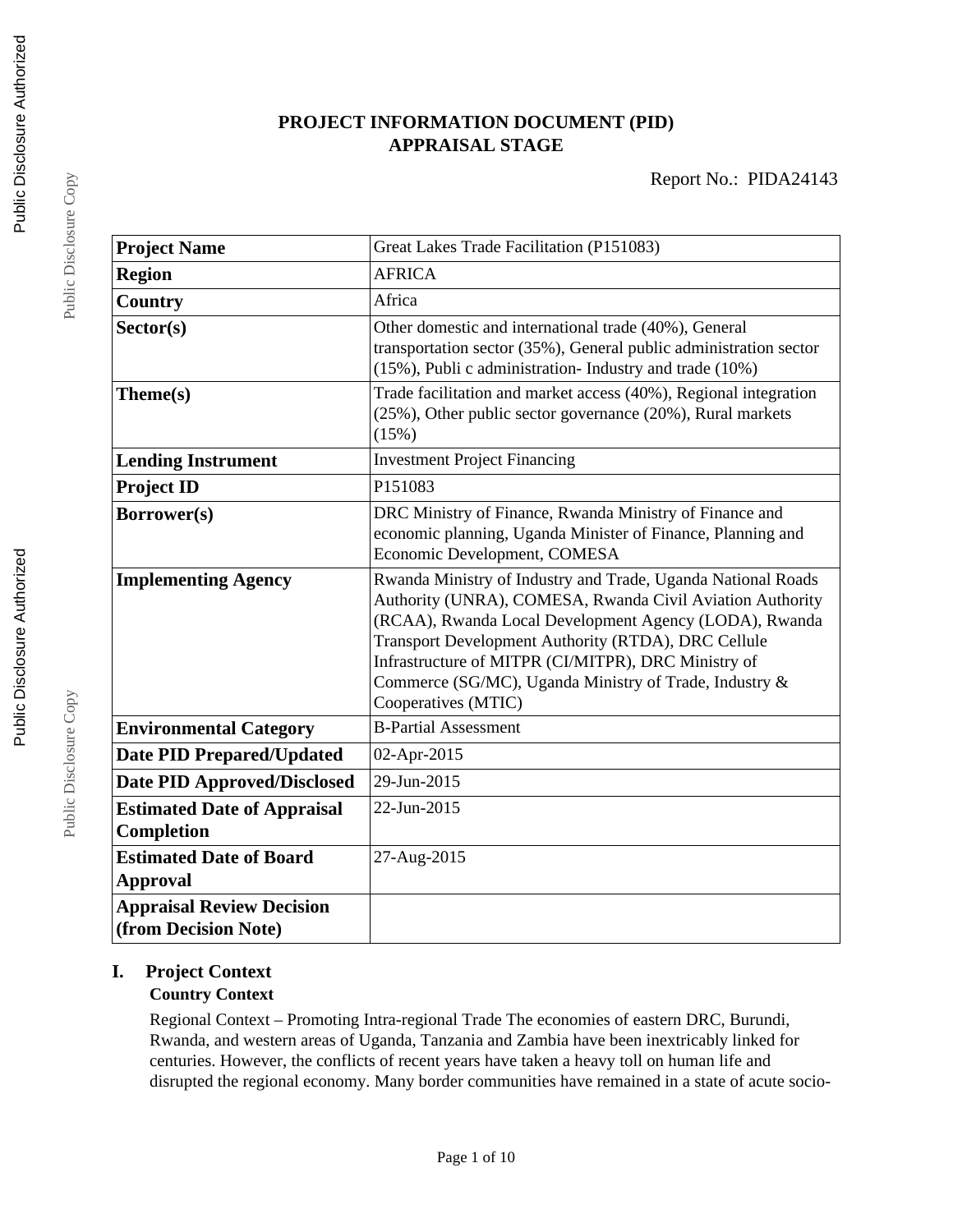# PROJECT INFORMATION DOCUMENT (PID)
## APPRAISAL STAGE

Report No.: PIDA24143

| | |
|---|---|
| **Project Name** | Great Lakes Trade Facilitation (P151083) |
| **Region** | AFRICA |
| **Country** | Africa |
| **Sector(s)** | Other domestic and international trade (40%), General transportation sector (35%), General public administration sector (15%), Publi c administration- Industry and trade (10%) |
| **Theme(s)** | Trade facilitation and market access (40%), Regional integration (25%), Other public sector governance (20%), Rural markets (15%) |
| **Lending Instrument** | Investment Project Financing |
| **Project ID** | P151083 |
| **Borrower(s)** | DRC Ministry of Finance, Rwanda Ministry of Finance and economic planning, Uganda Minister of Finance, Planning and Economic Development, COMESA |
| **Implementing Agency** | Rwanda Ministry of Industry and Trade, Uganda National Roads Authority (UNRA), COMESA, Rwanda Civil Aviation Authority (RCAA), Rwanda Local Development Agency (LODA), Rwanda Transport Development Authority (RTDA), DRC Cellule Infrastructure of MITPR (CI/MITPR), DRC Ministry of Commerce (SG/MC), Uganda Ministry of Trade, Industry & Cooperatives (MTIC) |
| **Environmental Category** | B-Partial Assessment |
| **Date PID Prepared/Updated** | 02-Apr-2015 |
| **Date PID Approved/Disclosed** | 29-Jun-2015 |
| **Estimated Date of Appraisal Completion** | 22-Jun-2015 |
| **Estimated Date of Board Approval** | 27-Aug-2015 |
| **Appraisal Review Decision (from Decision Note)** | |

## I. Project Context

### Country Context

Regional Context – Promoting Intra-regional Trade The economies of eastern DRC, Burundi, Rwanda, and western areas of Uganda, Tanzania and Zambia have been inextricably linked for centuries. However, the conflicts of recent years have taken a heavy toll on human life and disrupted the regional economy. Many border communities have remained in a state of acute socio-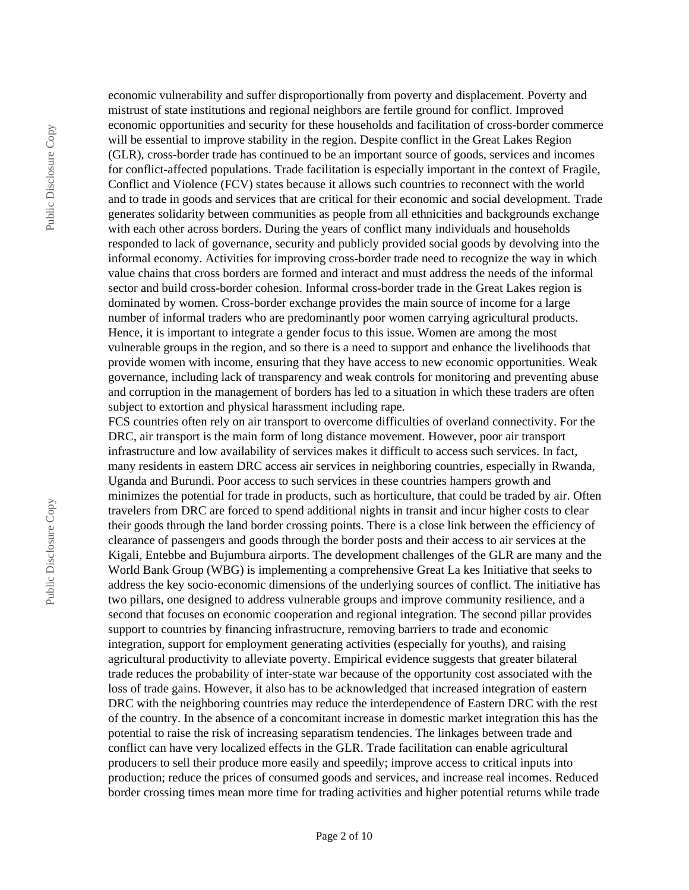economic vulnerability and suffer disproportionally from poverty and displacement. Poverty and mistrust of state institutions and regional neighbors are fertile ground for conflict. Improved economic opportunities and security for these households and facilitation of cross-border commerce will be essential to improve stability in the region. Despite conflict in the Great Lakes Region (GLR), cross-border trade has continued to be an important source of goods, services and incomes for conflict-affected populations. Trade facilitation is especially important in the context of Fragile, Conflict and Violence (FCV) states because it allows such countries to reconnect with the world and to trade in goods and services that are critical for their economic and social development. Trade generates solidarity between communities as people from all ethnicities and backgrounds exchange with each other across borders. During the years of conflict many individuals and households responded to lack of governance, security and publicly provided social goods by devolving into the informal economy. Activities for improving cross-border trade need to recognize the way in which value chains that cross borders are formed and interact and must address the needs of the informal sector and build cross-border cohesion. Informal cross-border trade in the Great Lakes region is dominated by women. Cross-border exchange provides the main source of income for a large number of informal traders who are predominantly poor women carrying agricultural products. Hence, it is important to integrate a gender focus to this issue. Women are among the most vulnerable groups in the region, and so there is a need to support and enhance the livelihoods that provide women with income, ensuring that they have access to new economic opportunities. Weak governance, including lack of transparency and weak controls for monitoring and preventing abuse and corruption in the management of borders has led to a situation in which these traders are often subject to extortion and physical harassment including rape.

FCS countries often rely on air transport to overcome difficulties of overland connectivity. For the DRC, air transport is the main form of long distance movement. However, poor air transport infrastructure and low availability of services makes it difficult to access such services. In fact, many residents in eastern DRC access air services in neighboring countries, especially in Rwanda, Uganda and Burundi. Poor access to such services in these countries hampers growth and minimizes the potential for trade in products, such as horticulture, that could be traded by air. Often travelers from DRC are forced to spend additional nights in transit and incur higher costs to clear their goods through the land border crossing points. There is a close link between the efficiency of clearance of passengers and goods through the border posts and their access to air services at the Kigali, Entebbe and Bujumbura airports. The development challenges of the GLR are many and the World Bank Group (WBG) is implementing a comprehensive Great La kes Initiative that seeks to address the key socio-economic dimensions of the underlying sources of conflict. The initiative has two pillars, one designed to address vulnerable groups and improve community resilience, and a second that focuses on economic cooperation and regional integration. The second pillar provides support to countries by financing infrastructure, removing barriers to trade and economic integration, support for employment generating activities (especially for youths), and raising agricultural productivity to alleviate poverty. Empirical evidence suggests that greater bilateral trade reduces the probability of inter-state war because of the opportunity cost associated with the loss of trade gains. However, it also has to be acknowledged that increased integration of eastern DRC with the neighboring countries may reduce the interdependence of Eastern DRC with the rest of the country. In the absence of a concomitant increase in domestic market integration this has the potential to raise the risk of increasing separatism tendencies. The linkages between trade and conflict can have very localized effects in the GLR. Trade facilitation can enable agricultural producers to sell their produce more easily and speedily; improve access to critical inputs into production; reduce the prices of consumed goods and services, and increase real incomes. Reduced border crossing times mean more time for trading activities and higher potential returns while trade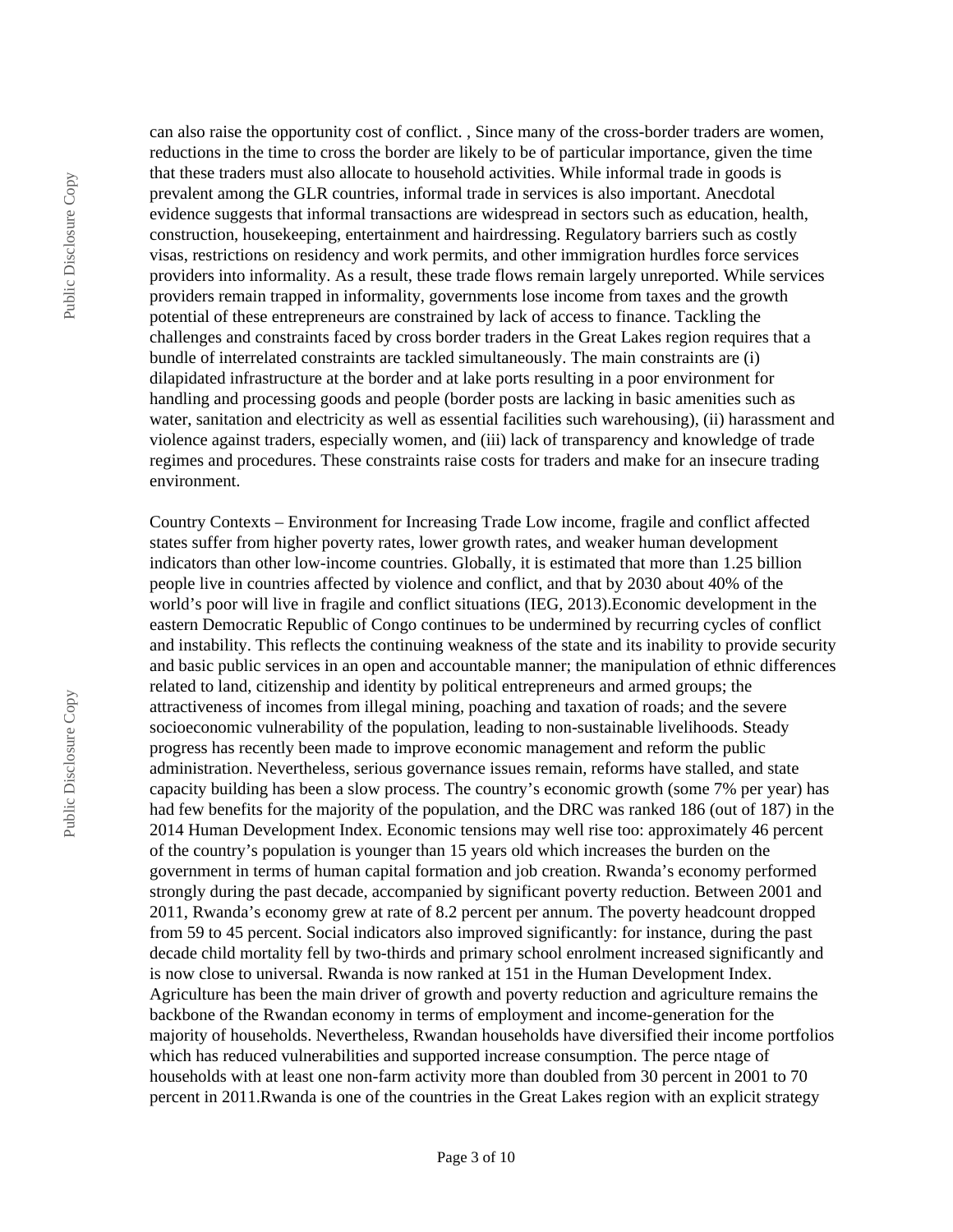can also raise the opportunity cost of conflict. , Since many of the cross-border traders are women, reductions in the time to cross the border are likely to be of particular importance, given the time that these traders must also allocate to household activities. While informal trade in goods is prevalent among the GLR countries, informal trade in services is also important. Anecdotal evidence suggests that informal transactions are widespread in sectors such as education, health, construction, housekeeping, entertainment and hairdressing. Regulatory barriers such as costly visas, restrictions on residency and work permits, and other immigration hurdles force services providers into informality. As a result, these trade flows remain largely unreported. While services providers remain trapped in informality, governments lose income from taxes and the growth potential of these entrepreneurs are constrained by lack of access to finance. Tackling the challenges and constraints faced by cross border traders in the Great Lakes region requires that a bundle of interrelated constraints are tackled simultaneously. The main constraints are (i) dilapidated infrastructure at the border and at lake ports resulting in a poor environment for handling and processing goods and people (border posts are lacking in basic amenities such as water, sanitation and electricity as well as essential facilities such warehousing), (ii) harassment and violence against traders, especially women, and (iii) lack of transparency and knowledge of trade regimes and procedures. These constraints raise costs for traders and make for an insecure trading environment.

Country Contexts – Environment for Increasing Trade Low income, fragile and conflict affected states suffer from higher poverty rates, lower growth rates, and weaker human development indicators than other low-income countries. Globally, it is estimated that more than 1.25 billion people live in countries affected by violence and conflict, and that by 2030 about 40% of the world's poor will live in fragile and conflict situations (IEG, 2013).Economic development in the eastern Democratic Republic of Congo continues to be undermined by recurring cycles of conflict and instability. This reflects the continuing weakness of the state and its inability to provide security and basic public services in an open and accountable manner; the manipulation of ethnic differences related to land, citizenship and identity by political entrepreneurs and armed groups; the attractiveness of incomes from illegal mining, poaching and taxation of roads; and the severe socioeconomic vulnerability of the population, leading to non-sustainable livelihoods. Steady progress has recently been made to improve economic management and reform the public administration. Nevertheless, serious governance issues remain, reforms have stalled, and state capacity building has been a slow process. The country's economic growth (some 7% per year) has had few benefits for the majority of the population, and the DRC was ranked 186 (out of 187) in the 2014 Human Development Index. Economic tensions may well rise too: approximately 46 percent of the country's population is younger than 15 years old which increases the burden on the government in terms of human capital formation and job creation. Rwanda's economy performed strongly during the past decade, accompanied by significant poverty reduction. Between 2001 and 2011, Rwanda's economy grew at rate of 8.2 percent per annum. The poverty headcount dropped from 59 to 45 percent. Social indicators also improved significantly: for instance, during the past decade child mortality fell by two-thirds and primary school enrolment increased significantly and is now close to universal. Rwanda is now ranked at 151 in the Human Development Index. Agriculture has been the main driver of growth and poverty reduction and agriculture remains the backbone of the Rwandan economy in terms of employment and income-generation for the majority of households. Nevertheless, Rwandan households have diversified their income portfolios which has reduced vulnerabilities and supported increase consumption. The perce ntage of households with at least one non-farm activity more than doubled from 30 percent in 2001 to 70 percent in 2011.Rwanda is one of the countries in the Great Lakes region with an explicit strategy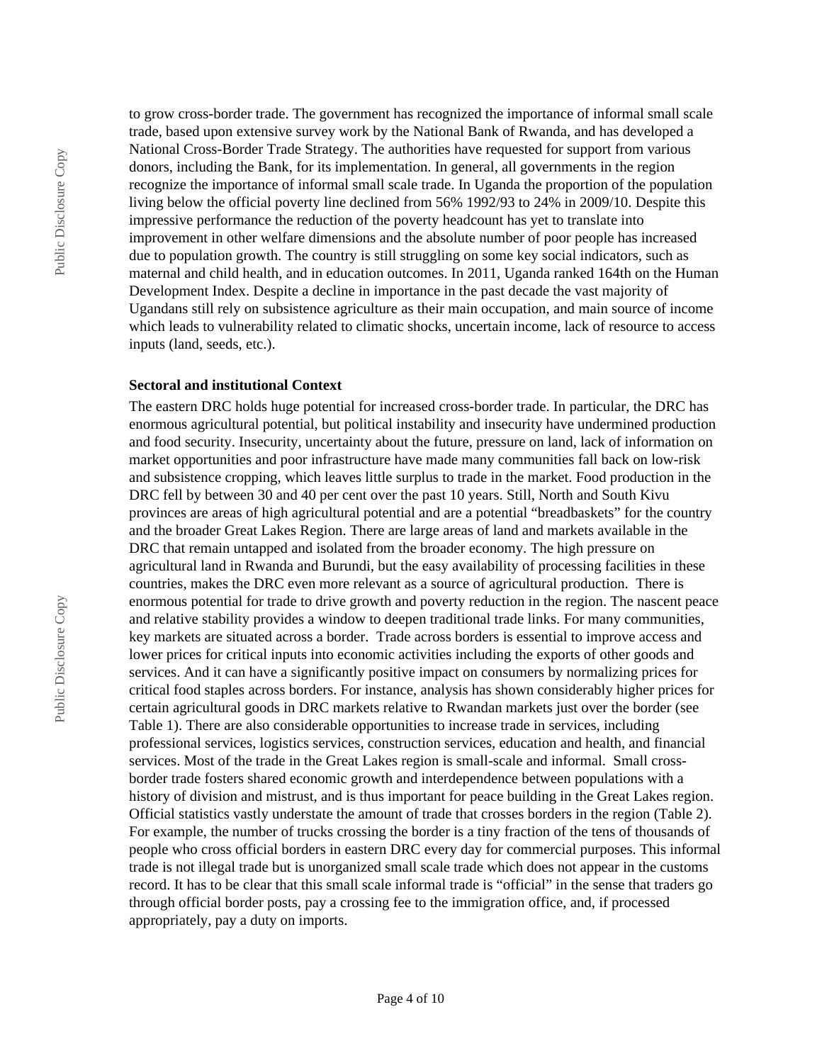to grow cross-border trade. The government has recognized the importance of informal small scale trade, based upon extensive survey work by the National Bank of Rwanda, and has developed a National Cross-Border Trade Strategy. The authorities have requested for support from various donors, including the Bank, for its implementation. In general, all governments in the region recognize the importance of informal small scale trade. In Uganda the proportion of the population living below the official poverty line declined from 56% 1992/93 to 24% in 2009/10. Despite this impressive performance the reduction of the poverty headcount has yet to translate into improvement in other welfare dimensions and the absolute number of poor people has increased due to population growth. The country is still struggling on some key social indicators, such as maternal and child health, and in education outcomes. In 2011, Uganda ranked 164th on the Human Development Index. Despite a decline in importance in the past decade the vast majority of Ugandans still rely on subsistence agriculture as their main occupation, and main source of income which leads to vulnerability related to climatic shocks, uncertain income, lack of resource to access inputs (land, seeds, etc.).

**Sectoral and institutional Context**

The eastern DRC holds huge potential for increased cross-border trade. In particular, the DRC has enormous agricultural potential, but political instability and insecurity have undermined production and food security. Insecurity, uncertainty about the future, pressure on land, lack of information on market opportunities and poor infrastructure have made many communities fall back on low-risk and subsistence cropping, which leaves little surplus to trade in the market. Food production in the DRC fell by between 30 and 40 per cent over the past 10 years. Still, North and South Kivu provinces are areas of high agricultural potential and are a potential "breadbaskets" for the country and the broader Great Lakes Region. There are large areas of land and markets available in the DRC that remain untapped and isolated from the broader economy. The high pressure on agricultural land in Rwanda and Burundi, but the easy availability of processing facilities in these countries, makes the DRC even more relevant as a source of agricultural production. There is enormous potential for trade to drive growth and poverty reduction in the region. The nascent peace and relative stability provides a window to deepen traditional trade links. For many communities, key markets are situated across a border. Trade across borders is essential to improve access and lower prices for critical inputs into economic activities including the exports of other goods and services. And it can have a significantly positive impact on consumers by normalizing prices for critical food staples across borders. For instance, analysis has shown considerably higher prices for certain agricultural goods in DRC markets relative to Rwandan markets just over the border (see Table 1). There are also considerable opportunities to increase trade in services, including professional services, logistics services, construction services, education and health, and financial services. Most of the trade in the Great Lakes region is small-scale and informal. Small cross-border trade fosters shared economic growth and interdependence between populations with a history of division and mistrust, and is thus important for peace building in the Great Lakes region. Official statistics vastly understate the amount of trade that crosses borders in the region (Table 2). For example, the number of trucks crossing the border is a tiny fraction of the tens of thousands of people who cross official borders in eastern DRC every day for commercial purposes. This informal trade is not illegal trade but is unorganized small scale trade which does not appear in the customs record. It has to be clear that this small scale informal trade is "official" in the sense that traders go through official border posts, pay a crossing fee to the immigration office, and, if processed appropriately, pay a duty on imports.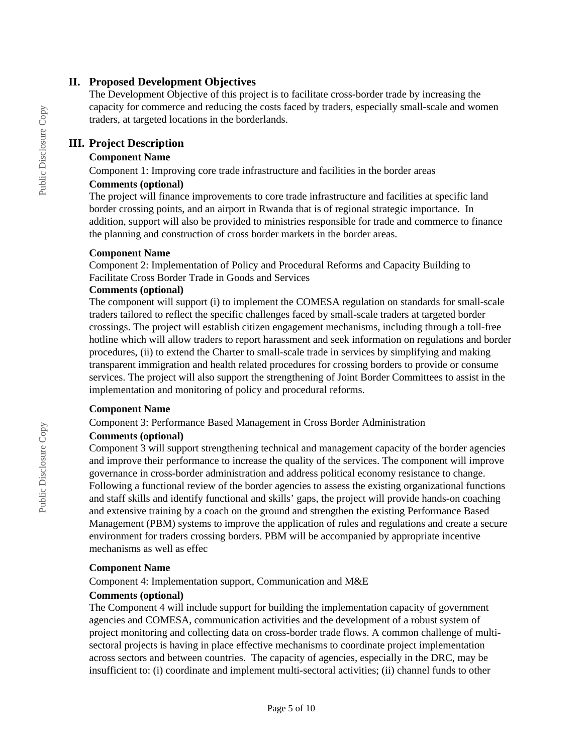## II. Proposed Development Objectives

The Development Objective of this project is to facilitate cross-border trade by increasing the capacity for commerce and reducing the costs faced by traders, especially small-scale and women traders, at targeted locations in the borderlands.

## III. Project Description

**Component Name**

Component 1: Improving core trade infrastructure and facilities in the border areas

**Comments (optional)**

The project will finance improvements to core trade infrastructure and facilities at specific land border crossing points, and an airport in Rwanda that is of regional strategic importance. In addition, support will also be provided to ministries responsible for trade and commerce to finance the planning and construction of cross border markets in the border areas.

**Component Name**

Component 2: Implementation of Policy and Procedural Reforms and Capacity Building to Facilitate Cross Border Trade in Goods and Services

**Comments (optional)**

The component will support (i) to implement the COMESA regulation on standards for small-scale traders tailored to reflect the specific challenges faced by small-scale traders at targeted border crossings. The project will establish citizen engagement mechanisms, including through a toll-free hotline which will allow traders to report harassment and seek information on regulations and border procedures, (ii) to extend the Charter to small-scale trade in services by simplifying and making transparent immigration and health related procedures for crossing borders to provide or consume services. The project will also support the strengthening of Joint Border Committees to assist in the implementation and monitoring of policy and procedural reforms.

**Component Name**

Component 3: Performance Based Management in Cross Border Administration

**Comments (optional)**

Component 3 will support strengthening technical and management capacity of the border agencies and improve their performance to increase the quality of the services. The component will improve governance in cross-border administration and address political economy resistance to change. Following a functional review of the border agencies to assess the existing organizational functions and staff skills and identify functional and skills' gaps, the project will provide hands-on coaching and extensive training by a coach on the ground and strengthen the existing Performance Based Management (PBM) systems to improve the application of rules and regulations and create a secure environment for traders crossing borders. PBM will be accompanied by appropriate incentive mechanisms as well as effec

**Component Name**

Component 4: Implementation support, Communication and M&E

**Comments (optional)**

The Component 4 will include support for building the implementation capacity of government agencies and COMESA, communication activities and the development of a robust system of project monitoring and collecting data on cross-border trade flows. A common challenge of multi-sectoral projects is having in place effective mechanisms to coordinate project implementation across sectors and between countries. The capacity of agencies, especially in the DRC, may be insufficient to: (i) coordinate and implement multi-sectoral activities; (ii) channel funds to other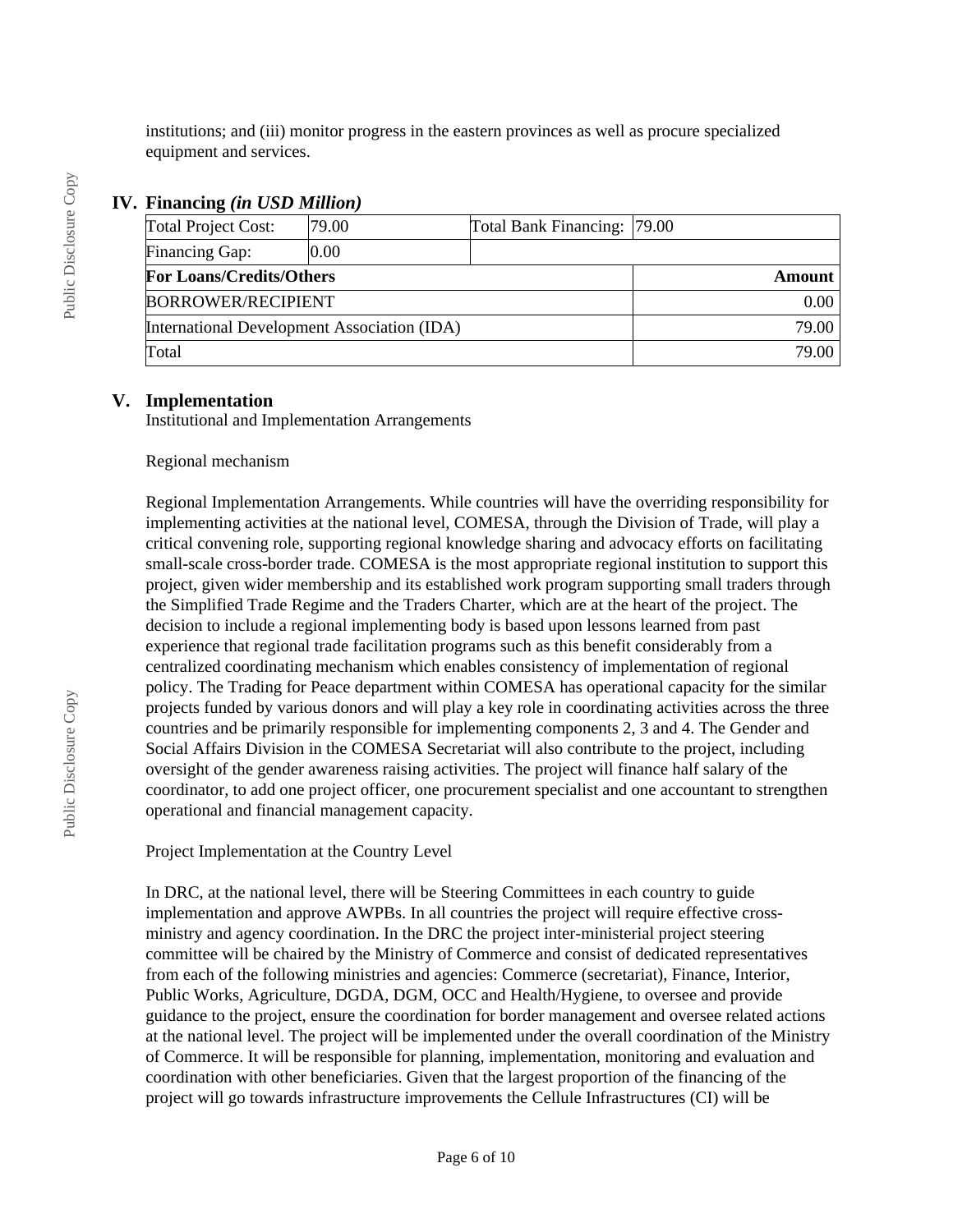institutions; and (iii) monitor progress in the eastern provinces as well as procure specialized equipment and services.

## IV. Financing *(in USD Million)*

| Total Project Cost: | 79.00 | Total Bank Financing: | 79.00 |
|---|---|---|---|
| Financing Gap: | 0.00 | | |
| **For Loans/Credits/Others** | | | **Amount** |
| BORROWER/RECIPIENT | | | 0.00 |
| International Development Association (IDA) | | | 79.00 |
| Total | | | 79.00 |

## V. Implementation

Institutional and Implementation Arrangements

Regional mechanism

Regional Implementation Arrangements. While countries will have the overriding responsibility for implementing activities at the national level, COMESA, through the Division of Trade, will play a critical convening role, supporting regional knowledge sharing and advocacy efforts on facilitating small-scale cross-border trade. COMESA is the most appropriate regional institution to support this project, given wider membership and its established work program supporting small traders through the Simplified Trade Regime and the Traders Charter, which are at the heart of the project. The decision to include a regional implementing body is based upon lessons learned from past experience that regional trade facilitation programs such as this benefit considerably from a centralized coordinating mechanism which enables consistency of implementation of regional policy. The Trading for Peace department within COMESA has operational capacity for the similar projects funded by various donors and will play a key role in coordinating activities across the three countries and be primarily responsible for implementing components 2, 3 and 4. The Gender and Social Affairs Division in the COMESA Secretariat will also contribute to the project, including oversight of the gender awareness raising activities. The project will finance half salary of the coordinator, to add one project officer, one procurement specialist and one accountant to strengthen operational and financial management capacity.

Project Implementation at the Country Level

In DRC, at the national level, there will be Steering Committees in each country to guide implementation and approve AWPBs. In all countries the project will require effective cross-ministry and agency coordination. In the DRC the project inter-ministerial project steering committee will be chaired by the Ministry of Commerce and consist of dedicated representatives from each of the following ministries and agencies: Commerce (secretariat), Finance, Interior, Public Works, Agriculture, DGDA, DGM, OCC and Health/Hygiene, to oversee and provide guidance to the project, ensure the coordination for border management and oversee related actions at the national level. The project will be implemented under the overall coordination of the Ministry of Commerce. It will be responsible for planning, implementation, monitoring and evaluation and coordination with other beneficiaries. Given that the largest proportion of the financing of the project will go towards infrastructure improvements the Cellule Infrastructures (CI) will be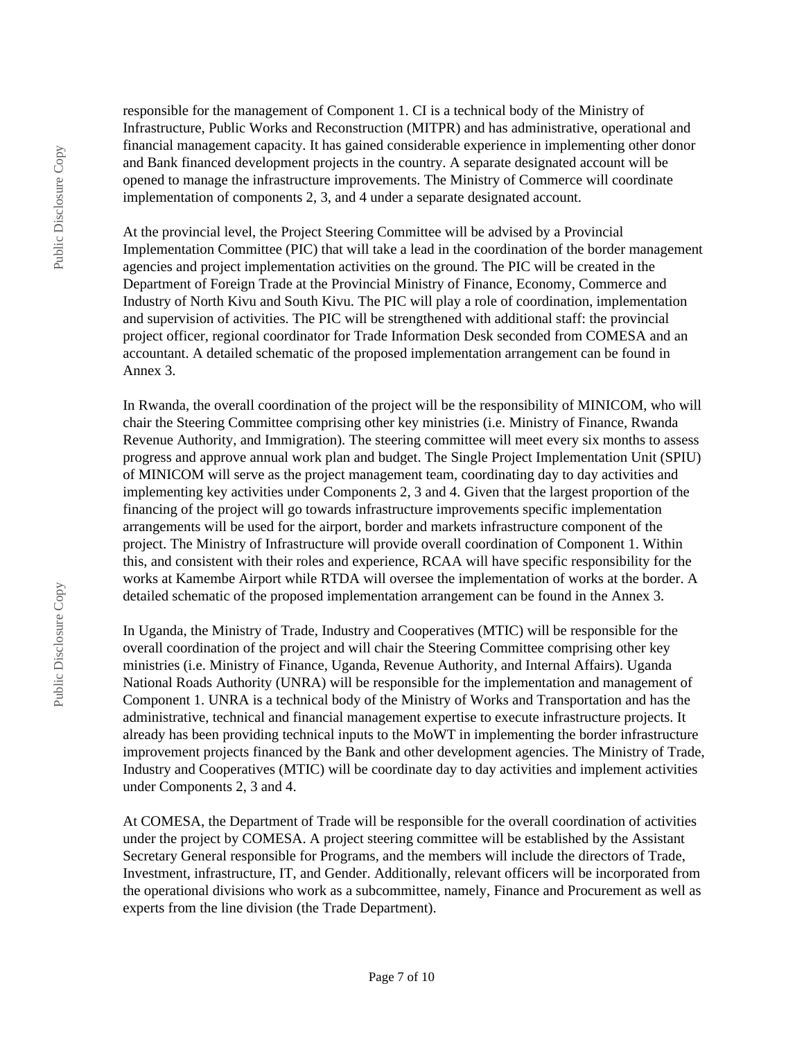responsible for the management of Component 1. CI is a technical body of the Ministry of Infrastructure, Public Works and Reconstruction (MITPR) and has administrative, operational and financial management capacity. It has gained considerable experience in implementing other donor and Bank financed development projects in the country. A separate designated account will be opened to manage the infrastructure improvements. The Ministry of Commerce will coordinate implementation of components 2, 3, and 4 under a separate designated account.

At the provincial level, the Project Steering Committee will be advised by a Provincial Implementation Committee (PIC) that will take a lead in the coordination of the border management agencies and project implementation activities on the ground. The PIC will be created in the Department of Foreign Trade at the Provincial Ministry of Finance, Economy, Commerce and Industry of North Kivu and South Kivu. The PIC will play a role of coordination, implementation and supervision of activities. The PIC will be strengthened with additional staff: the provincial project officer, regional coordinator for Trade Information Desk seconded from COMESA and an accountant. A detailed schematic of the proposed implementation arrangement can be found in Annex 3.

In Rwanda, the overall coordination of the project will be the responsibility of MINICOM, who will chair the Steering Committee comprising other key ministries (i.e. Ministry of Finance, Rwanda Revenue Authority, and Immigration). The steering committee will meet every six months to assess progress and approve annual work plan and budget. The Single Project Implementation Unit (SPIU) of MINICOM will serve as the project management team, coordinating day to day activities and implementing key activities under Components 2, 3 and 4. Given that the largest proportion of the financing of the project will go towards infrastructure improvements specific implementation arrangements will be used for the airport, border and markets infrastructure component of the project. The Ministry of Infrastructure will provide overall coordination of Component 1. Within this, and consistent with their roles and experience, RCAA will have specific responsibility for the works at Kamembe Airport while RTDA will oversee the implementation of works at the border. A detailed schematic of the proposed implementation arrangement can be found in the Annex 3.

In Uganda, the Ministry of Trade, Industry and Cooperatives (MTIC) will be responsible for the overall coordination of the project and will chair the Steering Committee comprising other key ministries (i.e. Ministry of Finance, Uganda, Revenue Authority, and Internal Affairs). Uganda National Roads Authority (UNRA) will be responsible for the implementation and management of Component 1. UNRA is a technical body of the Ministry of Works and Transportation and has the administrative, technical and financial management expertise to execute infrastructure projects. It already has been providing technical inputs to the MoWT in implementing the border infrastructure improvement projects financed by the Bank and other development agencies. The Ministry of Trade, Industry and Cooperatives (MTIC) will be coordinate day to day activities and implement activities under Components 2, 3 and 4.

At COMESA, the Department of Trade will be responsible for the overall coordination of activities under the project by COMESA. A project steering committee will be established by the Assistant Secretary General responsible for Programs, and the members will include the directors of Trade, Investment, infrastructure, IT, and Gender. Additionally, relevant officers will be incorporated from the operational divisions who work as a subcommittee, namely, Finance and Procurement as well as experts from the line division (the Trade Department).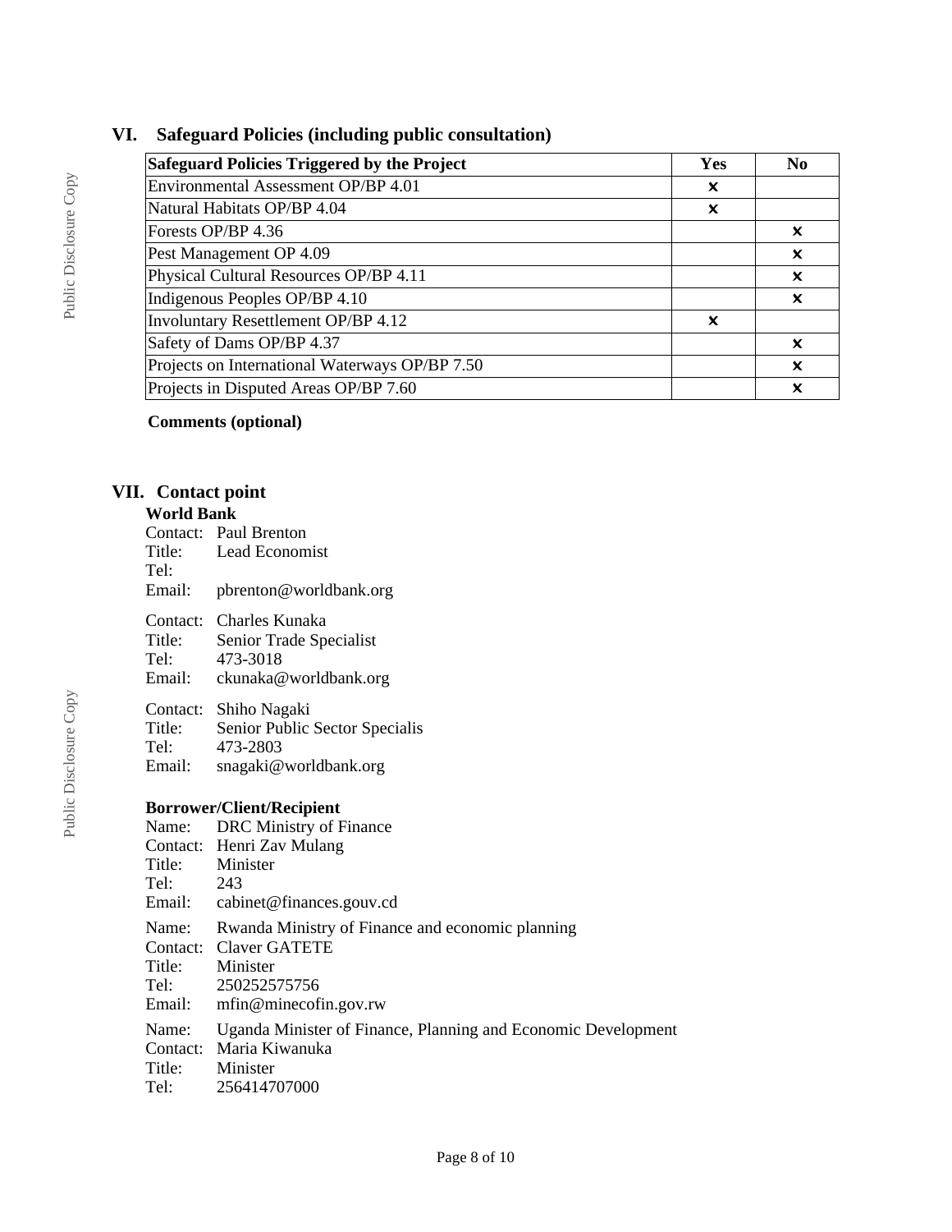## VI. Safeguard Policies (including public consultation)

| Safeguard Policies Triggered by the Project | Yes | No |
|---|---|---|
| Environmental Assessment OP/BP 4.01 | x | |
| Natural Habitats OP/BP 4.04 | x | |
| Forests OP/BP 4.36 | | x |
| Pest Management OP 4.09 | | x |
| Physical Cultural Resources OP/BP 4.11 | | x |
| Indigenous Peoples OP/BP 4.10 | | x |
| Involuntary Resettlement OP/BP 4.12 | x | |
| Safety of Dams OP/BP 4.37 | | x |
| Projects on International Waterways OP/BP 7.50 | | x |
| Projects in Disputed Areas OP/BP 7.60 | | x |

**Comments (optional)**

## VII. Contact point

**World Bank**

Contact: Paul Brenton
Title: Lead Economist
Tel:
Email: pbrenton@worldbank.org

Contact: Charles Kunaka
Title: Senior Trade Specialist
Tel: 473-3018
Email: ckunaka@worldbank.org

Contact: Shiho Nagaki
Title: Senior Public Sector Specialis
Tel: 473-2803
Email: snagaki@worldbank.org

**Borrower/Client/Recipient**

Name: DRC Ministry of Finance
Contact: Henri Zav Mulang
Title: Minister
Tel: 243
Email: cabinet@finances.gouv.cd

Name: Rwanda Ministry of Finance and economic planning
Contact: Claver GATETE
Title: Minister
Tel: 250252575756
Email: mfin@minecofin.gov.rw

Name: Uganda Minister of Finance, Planning and Economic Development
Contact: Maria Kiwanuka
Title: Minister
Tel: 256414707000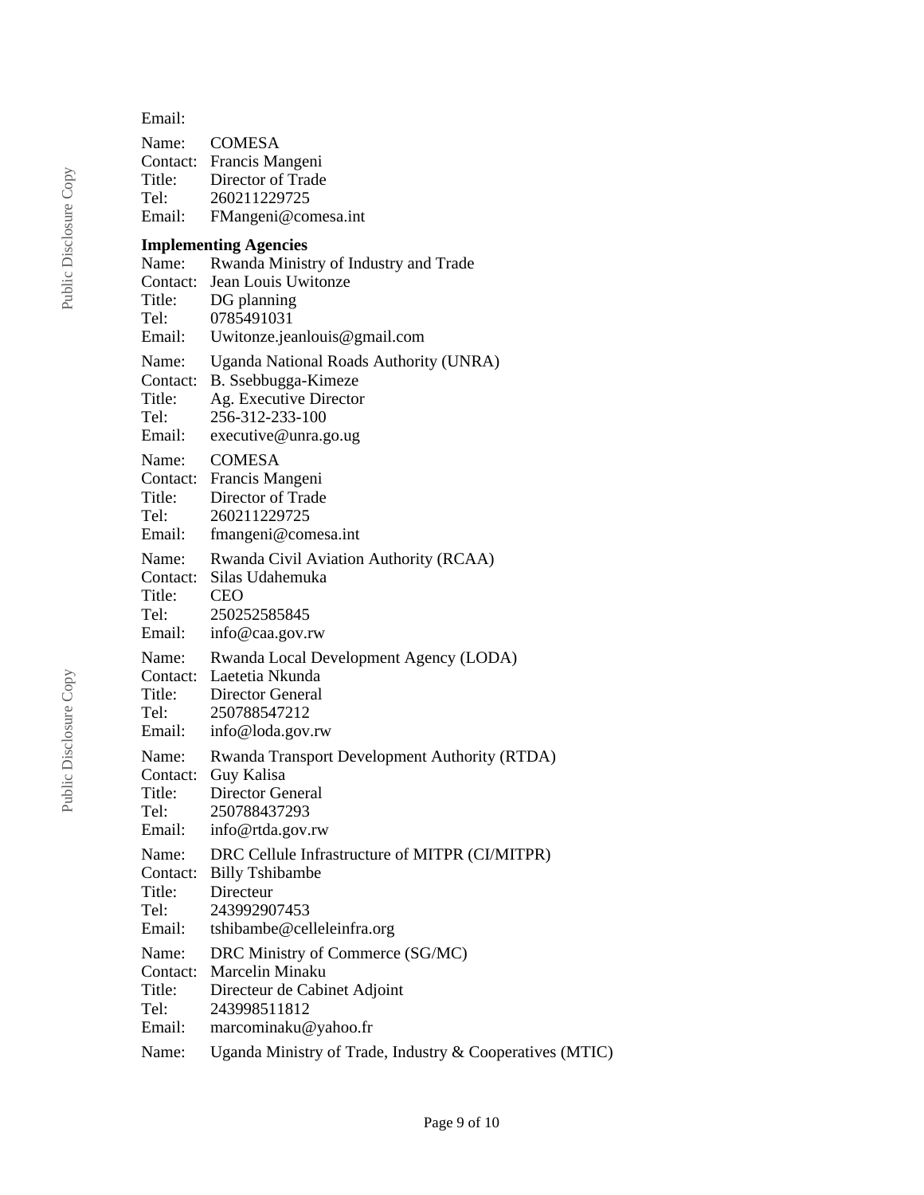Email:

Name: COMESA
Contact: Francis Mangeni
Title: Director of Trade
Tel: 260211229725
Email: FMangeni@comesa.int

**Implementing Agencies**

Name: Rwanda Ministry of Industry and Trade
Contact: Jean Louis Uwitonze
Title: DG planning
Tel: 0785491031
Email: Uwitonze.jeanlouis@gmail.com

Name: Uganda National Roads Authority (UNRA)
Contact: B. Ssebbugga-Kimeze
Title: Ag. Executive Director
Tel: 256-312-233-100
Email: executive@unra.go.ug

Name: COMESA
Contact: Francis Mangeni
Title: Director of Trade
Tel: 260211229725
Email: fmangeni@comesa.int

Name: Rwanda Civil Aviation Authority (RCAA)
Contact: Silas Udahemuka
Title: CEO
Tel: 250252585845
Email: info@caa.gov.rw

Name: Rwanda Local Development Agency (LODA)
Contact: Laetetia Nkunda
Title: Director General
Tel: 250788547212
Email: info@loda.gov.rw

Name: Rwanda Transport Development Authority (RTDA)
Contact: Guy Kalisa
Title: Director General
Tel: 250788437293
Email: info@rtda.gov.rw

Name: DRC Cellule Infrastructure of MITPR (CI/MITPR)
Contact: Billy Tshibambe
Title: Directeur
Tel: 243992907453
Email: tshibambe@celleleinfra.org

Name: DRC Ministry of Commerce (SG/MC)
Contact: Marcelin Minaku
Title: Directeur de Cabinet Adjoint
Tel: 243998511812
Email: marcominaku@yahoo.fr

Name: Uganda Ministry of Trade, Industry & Cooperatives (MTIC)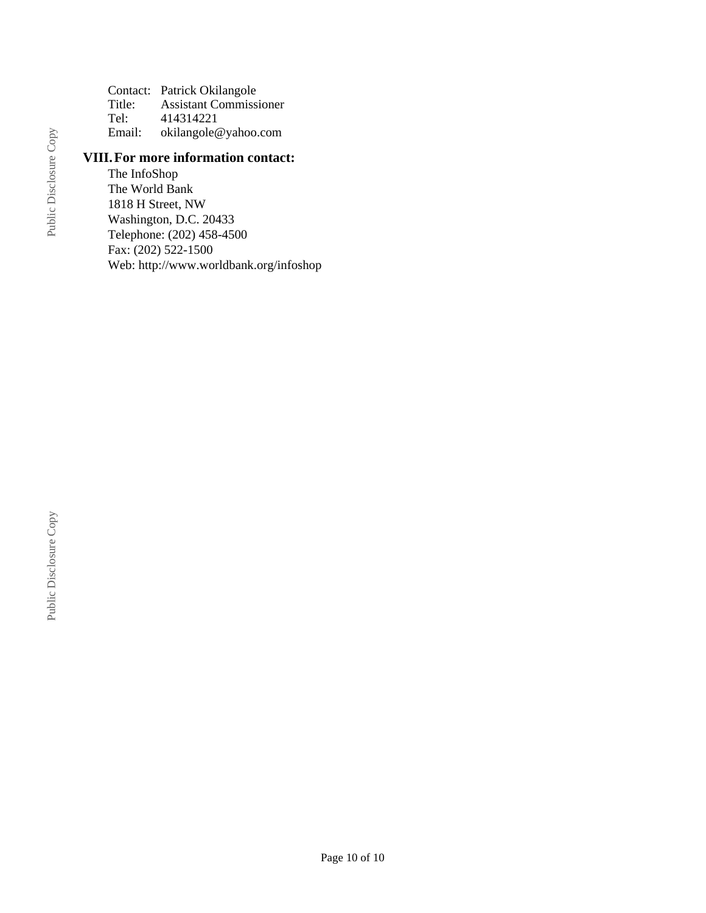Contact: Patrick Okilangole
Title: Assistant Commissioner
Tel: 414314221
Email: okilangole@yahoo.com

## VIII. For more information contact:

The InfoShop
The World Bank
1818 H Street, NW
Washington, D.C. 20433
Telephone: (202) 458-4500
Fax: (202) 522-1500
Web: http://www.worldbank.org/infoshop